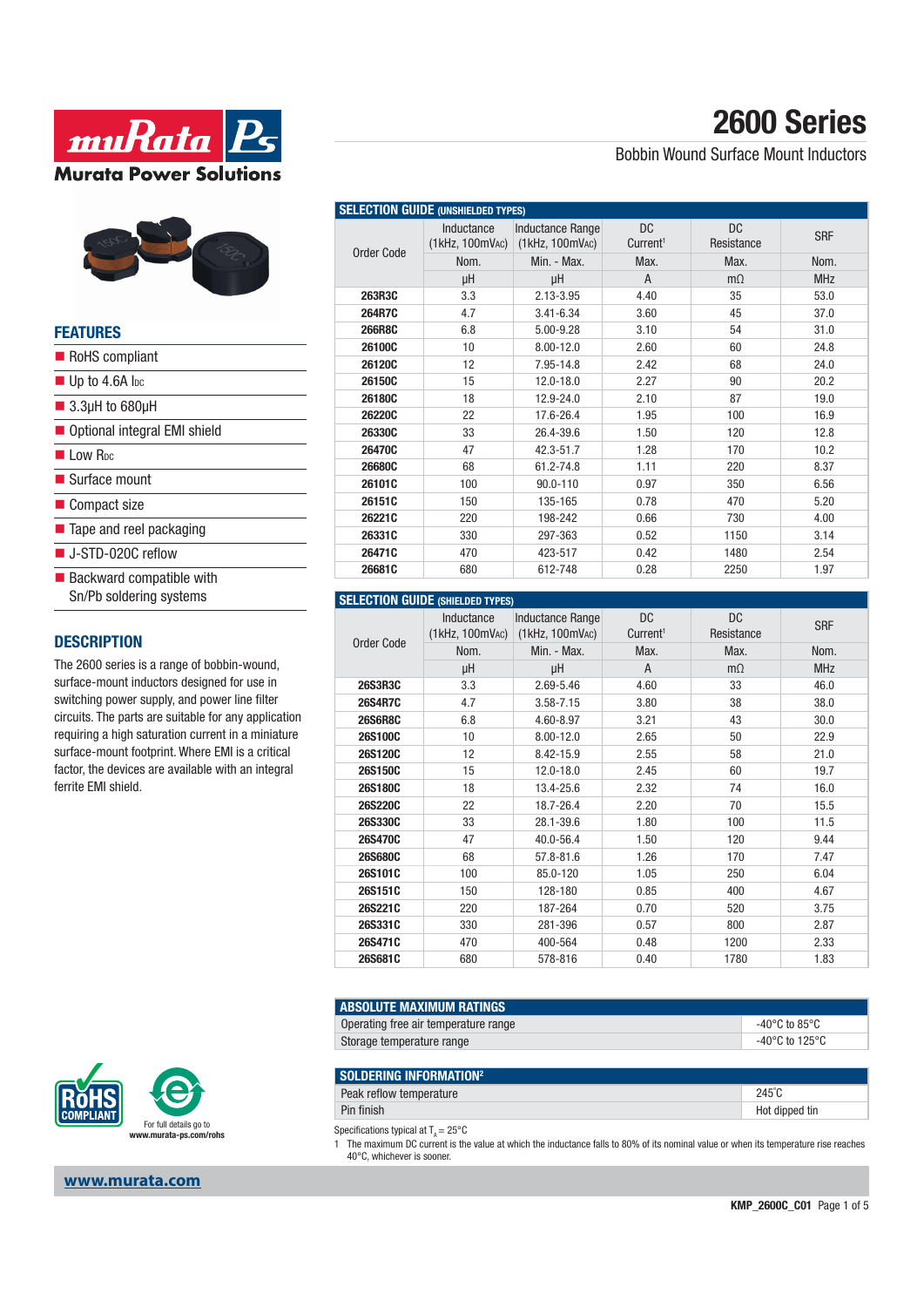# 2600 Series

Bobbin Wound Surface Mount Inductors

## FEATURES

- RoHS compliant
- Up to 4.6A $I_{DC}$
- 3.3µH to 680µH
- Optional integral EMI shield
- Low $R_{DC}$
- Surface mount
- Compact size
- Tape and reel packaging
- J-STD-020C reflow
- Backward compatible with Sn/Pb soldering systems

## DESCRIPTION

The 2600 series is a range of bobbin-wound, surface-mount inductors designed for use in switching power supply, and power line filter circuits. The parts are suitable for any application requiring a high saturation current in a miniature surface-mount footprint. Where EMI is a critical factor, the devices are available with an integral ferrite EMI shield.

## SELECTION GUIDE (UNSHIELDED TYPES)

| Order Code | Inductance (1kHz, 100mVAC) | Inductance Range (1kHz, 100mVAC) | DC Current[1] | DC Resistance | SRF |
|---|---|---|---|---|---|
| | Nom. | Min. - Max. | Max. | Max. | Nom. |
| | µH | µH | A | mΩ | MHz |
| **263R3C** | 3.3 | 2.13-3.95 | 4.40 | 35 | 53.0 |
| **264R7C** | 4.7 | 3.41-6.34 | 3.60 | 45 | 37.0 |
| **266R8C** | 6.8 | 5.00-9.28 | 3.10 | 54 | 31.0 |
| **26100C** | 10 | 8.00-12.0 | 2.60 | 60 | 24.8 |
| **26120C** | 12 | 7.95-14.8 | 2.42 | 68 | 24.0 |
| **26150C** | 15 | 12.0-18.0 | 2.27 | 90 | 20.2 |
| **26180C** | 18 | 12.9-24.0 | 2.10 | 87 | 19.0 |
| **26220C** | 22 | 17.6-26.4 | 1.95 | 100 | 16.9 |
| **26330C** | 33 | 26.4-39.6 | 1.50 | 120 | 12.8 |
| **26470C** | 47 | 42.3-51.7 | 1.28 | 170 | 10.2 |
| **26680C** | 68 | 61.2-74.8 | 1.11 | 220 | 8.37 |
| **26101C** | 100 | 90.0-110 | 0.97 | 350 | 6.56 |
| **26151C** | 150 | 135-165 | 0.78 | 470 | 5.20 |
| **26221C** | 220 | 198-242 | 0.66 | 730 | 4.00 |
| **26331C** | 330 | 297-363 | 0.52 | 1150 | 3.14 |
| **26471C** | 470 | 423-517 | 0.42 | 1480 | 2.54 |
| **26681C** | 680 | 612-748 | 0.28 | 2250 | 1.97 |

## SELECTION GUIDE (SHIELDED TYPES)

| Order Code | Inductance (1kHz, 100mVAC) | Inductance Range (1kHz, 100mVAC) | DC Current[1] | DC Resistance | SRF |
|---|---|---|---|---|---|
| | Nom. | Min. - Max. | Max. | Max. | Nom. |
| | µH | µH | A | mΩ | MHz |
| **26S3R3C** | 3.3 | 2.69-5.46 | 4.60 | 33 | 46.0 |
| **26S4R7C** | 4.7 | 3.58-7.15 | 3.80 | 38 | 38.0 |
| **26S6R8C** | 6.8 | 4.60-8.97 | 3.21 | 43 | 30.0 |
| **26S100C** | 10 | 8.00-12.0 | 2.65 | 50 | 22.9 |
| **26S120C** | 12 | 8.42-15.9 | 2.55 | 58 | 21.0 |
| **26S150C** | 15 | 12.0-18.0 | 2.45 | 60 | 19.7 |
| **26S180C** | 18 | 13.4-25.6 | 2.32 | 74 | 16.0 |
| **26S220C** | 22 | 18.7-26.4 | 2.20 | 70 | 15.5 |
| **26S330C** | 33 | 28.1-39.6 | 1.80 | 100 | 11.5 |
| **26S470C** | 47 | 40.0-56.4 | 1.50 | 120 | 9.44 |
| **26S680C** | 68 | 57.8-81.6 | 1.26 | 170 | 7.47 |
| **26S101C** | 100 | 85.0-120 | 1.05 | 250 | 6.04 |
| **26S151C** | 150 | 128-180 | 0.85 | 400 | 4.67 |
| **26S221C** | 220 | 187-264 | 0.70 | 520 | 3.75 |
| **26S331C** | 330 | 281-396 | 0.57 | 800 | 2.87 |
| **26S471C** | 470 | 400-564 | 0.48 | 1200 | 2.33 |
| **26S681C** | 680 | 578-816 | 0.40 | 1780 | 1.83 |

## ABSOLUTE MAXIMUM RATINGS

| | |
|---|---|
| Operating free air temperature range | -40°C to 85°C |
| Storage temperature range | -40°C to 125°C |

## SOLDERING INFORMATION[2]

| | |
|---|---|
| Peak reflow temperature | 245°C |
| Pin finish | Hot dipped tin |

Specifications typical at $T_A = 25°C$

1 The maximum DC current is the value at which the inductance falls to 80% of its nominal value or when its temperature rise reaches 40°C, whichever is sooner.

For full details go to www.murata-ps.com/rohs

www.murata.com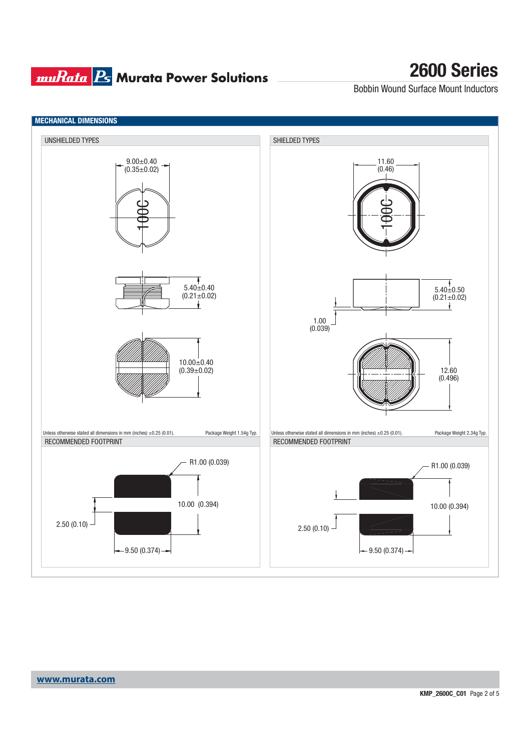## MECHANICAL DIMENSIONS

### UNSHIELDED TYPES

9.00±0.40
(0.35±0.02)

100C

5.40±0.40
(0.21±0.02)

10.00±0.40
(0.39±0.02)

Unless otherwise stated all dimensions in mm (inches) ±0.25 (0.01).

Package Weight 1.54g Typ.

### RECOMMENDED FOOTPRINT

R1.00 (0.039)

10.00 (0.394)

2.50 (0.10)

9.50 (0.374)

### SHIELDED TYPES

11.60
(0.46)

100C

5.40±0.50
(0.21±0.02)

1.00
(0.039)

12.60
(0.496)

Unless otherwise stated all dimensions in mm (inches) ±0.25 (0.01).

Package Weight 2.34g Typ.

### RECOMMENDED FOOTPRINT

R1.00 (0.039)

10.00 (0.394)

2.50 (0.10)

9.50 (0.374)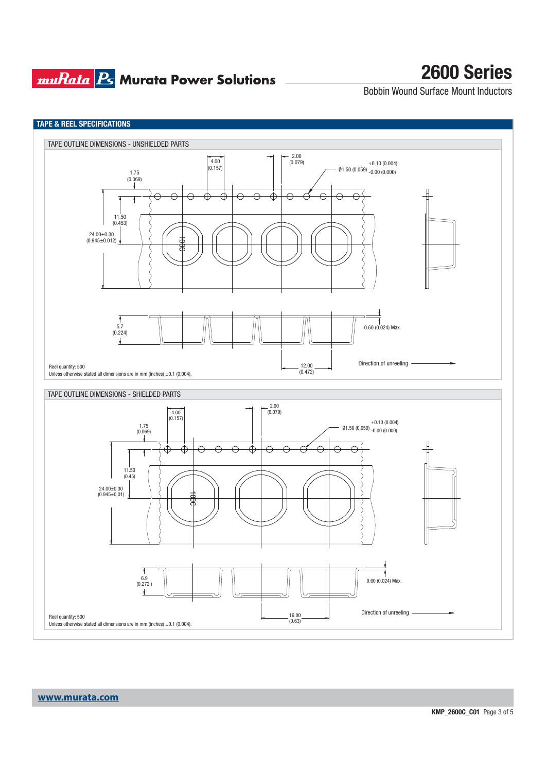## TAPE & REEL SPECIFICATIONS

### TAPE OUTLINE DIMENSIONS - UNSHIELDED PARTS

4.00 (0.157)

2.00 (0.079)

Ø1.50 (0.059) +0.10 (0.004) -0.00 (0.000)

1.75 (0.069)

11.50 (0.453)

24.00±0.30 (0.945±0.012)

100C

5.7 (0.224)

0.60 (0.024) Max.

12.00 (0.472)

Direction of unreeling

Reel quantity: 500

Unless otherwise stated all dimensions are in mm (inches) ±0.1 (0.004).

### TAPE OUTLINE DIMENSIONS - SHIELDED PARTS

4.00 (0.157)

2.00 (0.079)

Ø1.50 (0.059) +0.10 (0.004) -0.00 (0.000)

1.75 (0.069)

11.50 (0.45)

24.00±0.30 (0.945±0.01)

100C

6.9 (0.272 )

0.60 (0.024) Max.

16.00 (0.63)

Direction of unreeling

Reel quantity: 500

Unless otherwise stated all dimensions are in mm (inches) ±0.1 (0.004).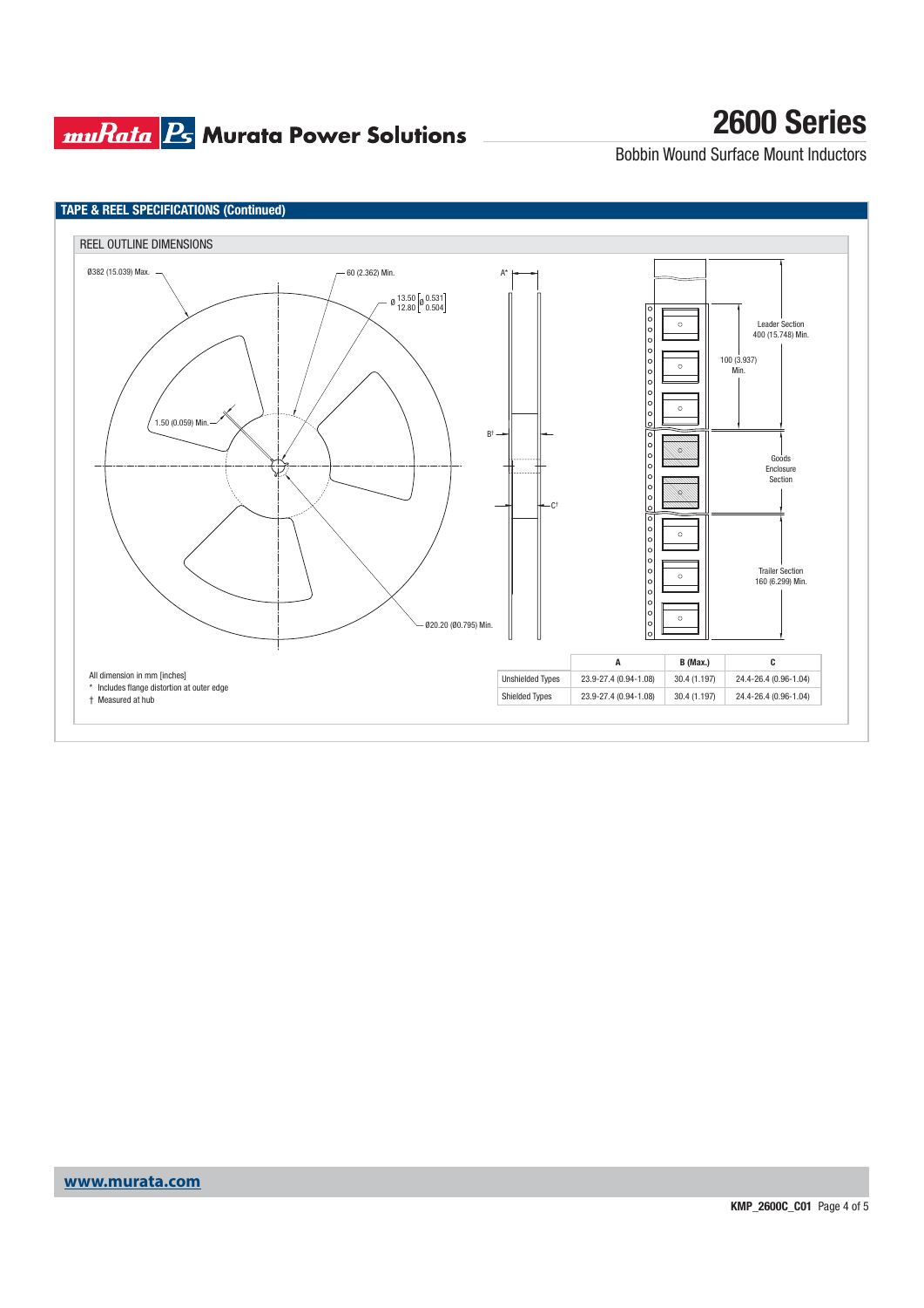## TAPE & REEL SPECIFICATIONS (Continued)

### REEL OUTLINE DIMENSIONS

Ø382 (15.039) Max.

60 (2.362) Min.

Ø 13.50 / 12.80 [Ø 0.531 / 0.504]

1.50 (0.059) Min.

Ø20.20 (Ø0.795) Min.

A*

B†

C†

Leader Section 400 (15.748) Min.

100 (3.937) Min.

Goods Enclosure Section

Trailer Section 160 (6.299) Min.

All dimension in mm [inches]

\* Includes flange distortion at outer edge

† Measured at hub

| | A | B (Max.) | C |
|---|---|---|---|
| Unshielded Types | 23.9-27.4 (0.94-1.08) | 30.4 (1.197) | 24.4-26.4 (0.96-1.04) |
| Shielded Types | 23.9-27.4 (0.94-1.08) | 30.4 (1.197) | 24.4-26.4 (0.96-1.04) |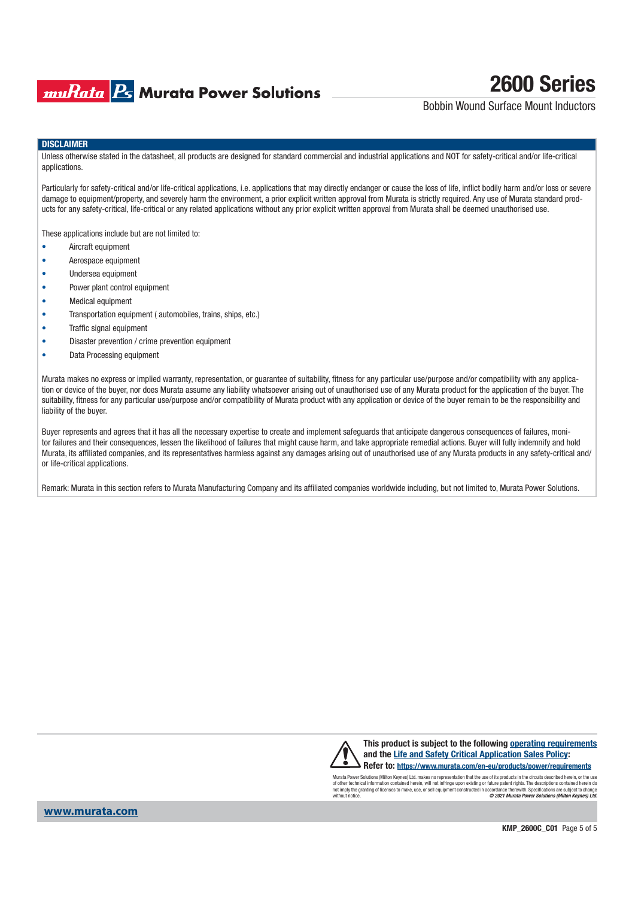## DISCLAIMER

Unless otherwise stated in the datasheet, all products are designed for standard commercial and industrial applications and NOT for safety-critical and/or life-critical applications.

Particularly for safety-critical and/or life-critical applications, i.e. applications that may directly endanger or cause the loss of life, inflict bodily harm and/or loss or severe damage to equipment/property, and severely harm the environment, a prior explicit written approval from Murata is strictly required. Any use of Murata standard products for any safety-critical, life-critical or any related applications without any prior explicit written approval from Murata shall be deemed unauthorised use.

These applications include but are not limited to:

- Aircraft equipment
- Aerospace equipment
- Undersea equipment
- Power plant control equipment
- Medical equipment
- Transportation equipment ( automobiles, trains, ships, etc.)
- Traffic signal equipment
- Disaster prevention / crime prevention equipment
- Data Processing equipment

Murata makes no express or implied warranty, representation, or guarantee of suitability, fitness for any particular use/purpose and/or compatibility with any application or device of the buyer, nor does Murata assume any liability whatsoever arising out of unauthorised use of any Murata product for the application of the buyer. The suitability, fitness for any particular use/purpose and/or compatibility of Murata product with any application or device of the buyer remain to be the responsibility and liability of the buyer.

Buyer represents and agrees that it has all the necessary expertise to create and implement safeguards that anticipate dangerous consequences of failures, monitor failures and their consequences, lessen the likelihood of failures that might cause harm, and take appropriate remedial actions. Buyer will fully indemnify and hold Murata, its affiliated companies, and its representatives harmless against any damages arising out of unauthorised use of any Murata products in any safety-critical and/or life-critical applications.

Remark: Murata in this section refers to Murata Manufacturing Company and its affiliated companies worldwide including, but not limited to, Murata Power Solutions.

**This product is subject to the following operating requirements and the Life and Safety Critical Application Sales Policy:**
**Refer to: https://www.murata.com/en-eu/products/power/requirements**

Murata Power Solutions (Milton Keynes) Ltd. makes no representation that the use of its products in the circuits described herein, or the use of other technical information contained herein, will not infringe upon existing or future patent rights. The descriptions contained herein do not imply the granting of licenses to make, use, or sell equipment constructed in accordance therewith. Specifications are subject to change without notice.
***© 2021 Murata Power Solutions (Milton Keynes) Ltd.***